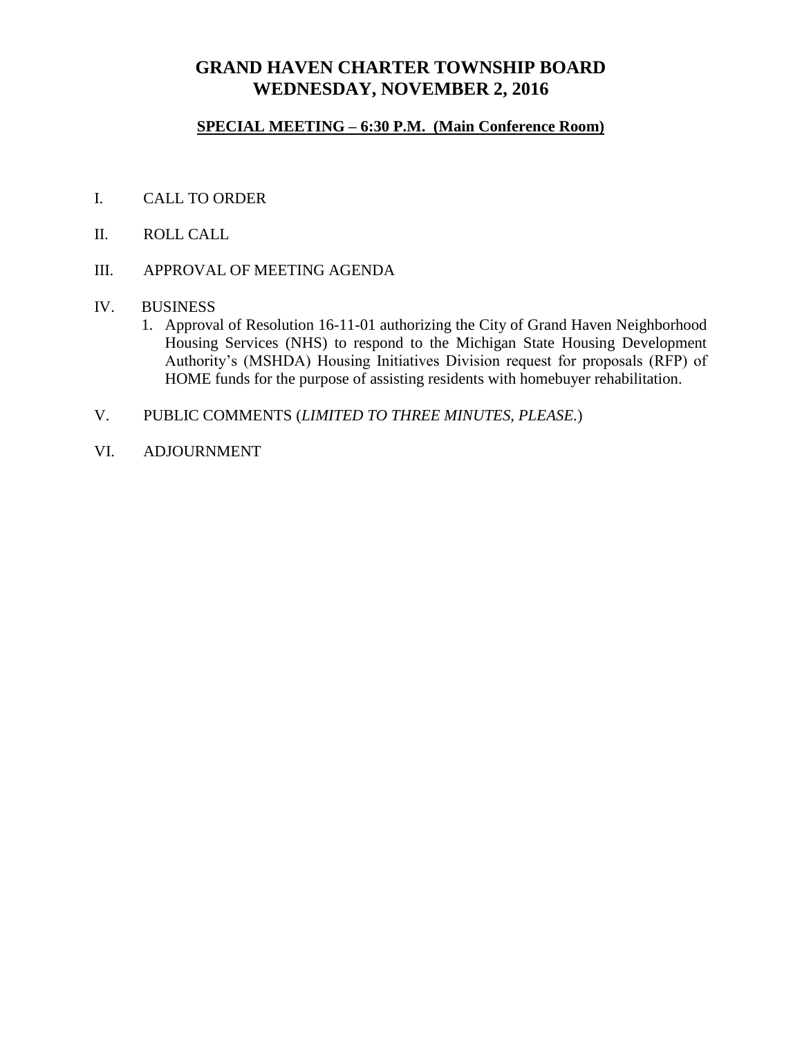# GRAND HAVEN CHARTER TOWNSHIP BOARD
# WEDNESDAY, NOVEMBER 2, 2016

**SPECIAL MEETING – 6:30 P.M. (Main Conference Room)**

I. CALL TO ORDER

II. ROLL CALL

III. APPROVAL OF MEETING AGENDA

IV. BUSINESS

1. Approval of Resolution 16-11-01 authorizing the City of Grand Haven Neighborhood Housing Services (NHS) to respond to the Michigan State Housing Development Authority's (MSHDA) Housing Initiatives Division request for proposals (RFP) of HOME funds for the purpose of assisting residents with homebuyer rehabilitation.

V. PUBLIC COMMENTS (*LIMITED TO THREE MINUTES, PLEASE.*)

VI. ADJOURNMENT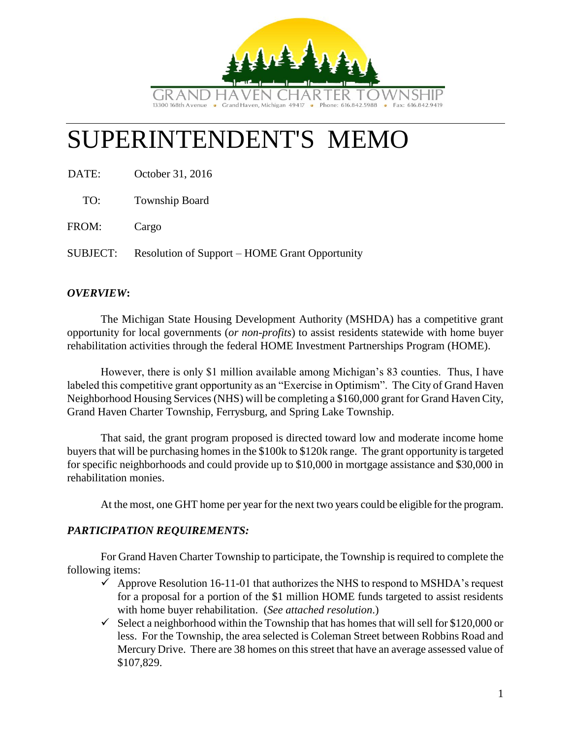GRAND HAVEN CHARTER TOWNSHIP

13300 168th Avenue • Grand Haven, Michigan 49417 • Phone: 616.842.5988 • Fax: 616.842.9419

# SUPERINTENDENT'S MEMO

DATE: October 31, 2016

TO: Township Board

FROM: Cargo

SUBJECT: Resolution of Support – HOME Grant Opportunity

### *OVERVIEW*:

The Michigan State Housing Development Authority (MSHDA) has a competitive grant opportunity for local governments (*or non-profits*) to assist residents statewide with home buyer rehabilitation activities through the federal HOME Investment Partnerships Program (HOME).

However, there is only $1 million available among Michigan's 83 counties. Thus, I have labeled this competitive grant opportunity as an "Exercise in Optimism". The City of Grand Haven Neighborhood Housing Services (NHS) will be completing a $160,000 grant for Grand Haven City, Grand Haven Charter Township, Ferrysburg, and Spring Lake Township.

That said, the grant program proposed is directed toward low and moderate income home buyers that will be purchasing homes in the $100k to $120k range. The grant opportunity is targeted for specific neighborhoods and could provide up to $10,000 in mortgage assistance and $30,000 in rehabilitation monies.

At the most, one GHT home per year for the next two years could be eligible for the program.

### *PARTICIPATION REQUIREMENTS:*

For Grand Haven Charter Township to participate, the Township is required to complete the following items:

- ✓ Approve Resolution 16-11-01 that authorizes the NHS to respond to MSHDA's request for a proposal for a portion of the $1 million HOME funds targeted to assist residents with home buyer rehabilitation. (*See attached resolution*.)
- ✓ Select a neighborhood within the Township that has homes that will sell for $120,000 or less. For the Township, the area selected is Coleman Street between Robbins Road and Mercury Drive. There are 38 homes on this street that have an average assessed value of $107,829.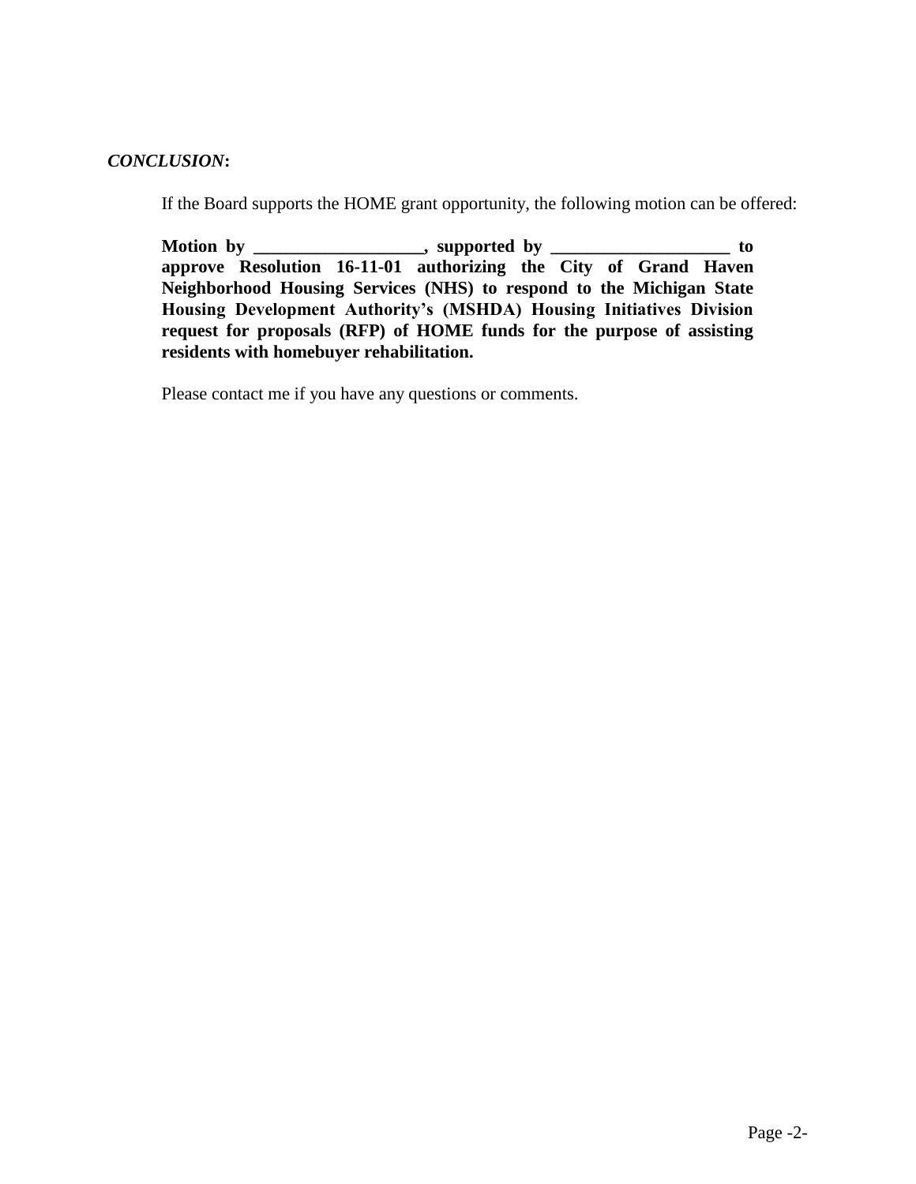***CONCLUSION*:**

If the Board supports the HOME grant opportunity, the following motion can be offered:

**Motion by ___________________, supported by ____________________ to approve Resolution 16-11-01 authorizing the City of Grand Haven Neighborhood Housing Services (NHS) to respond to the Michigan State Housing Development Authority's (MSHDA) Housing Initiatives Division request for proposals (RFP) of HOME funds for the purpose of assisting residents with homebuyer rehabilitation.**

Please contact me if you have any questions or comments.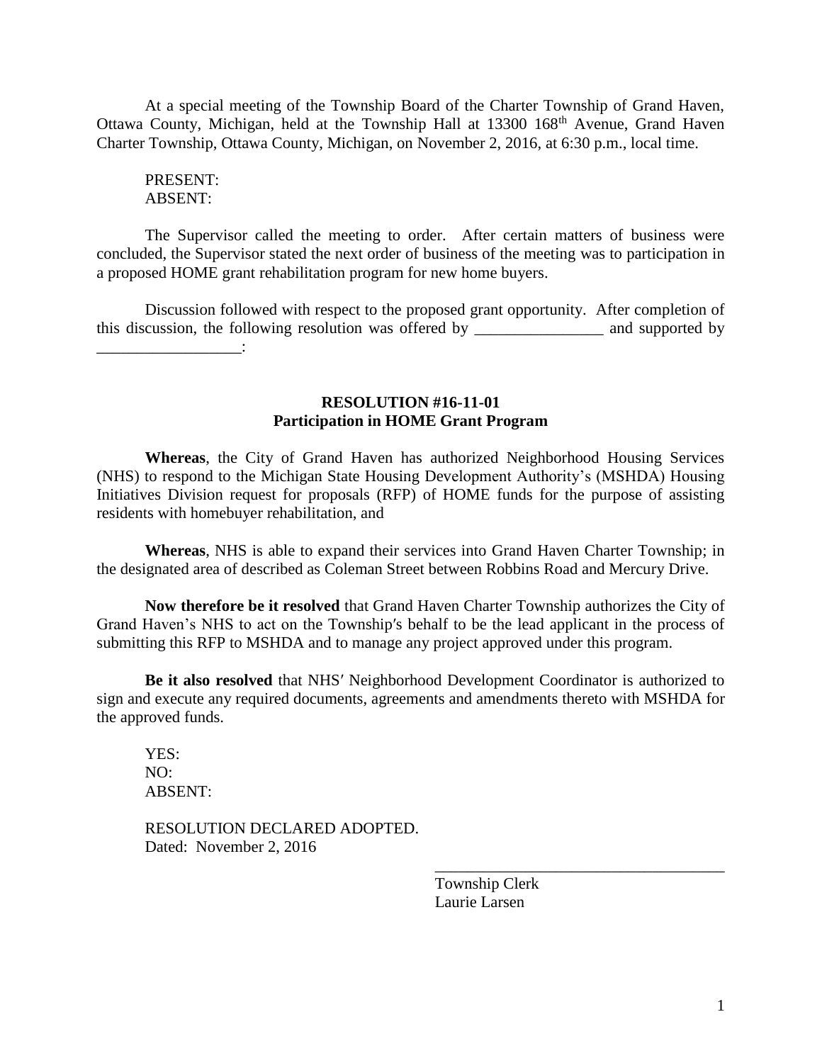At a special meeting of the Township Board of the Charter Township of Grand Haven, Ottawa County, Michigan, held at the Township Hall at 13300 168$^{th}$ Avenue, Grand Haven Charter Township, Ottawa County, Michigan, on November 2, 2016, at 6:30 p.m., local time.

PRESENT:
ABSENT:

The Supervisor called the meeting to order. After certain matters of business were concluded, the Supervisor stated the next order of business of the meeting was to participation in a proposed HOME grant rehabilitation program for new home buyers.

Discussion followed with respect to the proposed grant opportunity. After completion of this discussion, the following resolution was offered by ________________ and supported by __________________:

**RESOLUTION #16-11-01**
**Participation in HOME Grant Program**

**Whereas**, the City of Grand Haven has authorized Neighborhood Housing Services (NHS) to respond to the Michigan State Housing Development Authority's (MSHDA) Housing Initiatives Division request for proposals (RFP) of HOME funds for the purpose of assisting residents with homebuyer rehabilitation, and

**Whereas**, NHS is able to expand their services into Grand Haven Charter Township; in the designated area of described as Coleman Street between Robbins Road and Mercury Drive.

**Now therefore be it resolved** that Grand Haven Charter Township authorizes the City of Grand Haven's NHS to act on the Township′s behalf to be the lead applicant in the process of submitting this RFP to MSHDA and to manage any project approved under this program.

**Be it also resolved** that NHS′ Neighborhood Development Coordinator is authorized to sign and execute any required documents, agreements and amendments thereto with MSHDA for the approved funds.

YES:
NO:
ABSENT:

RESOLUTION DECLARED ADOPTED.
Dated: November 2, 2016

_____________________________________
Township Clerk
Laurie Larsen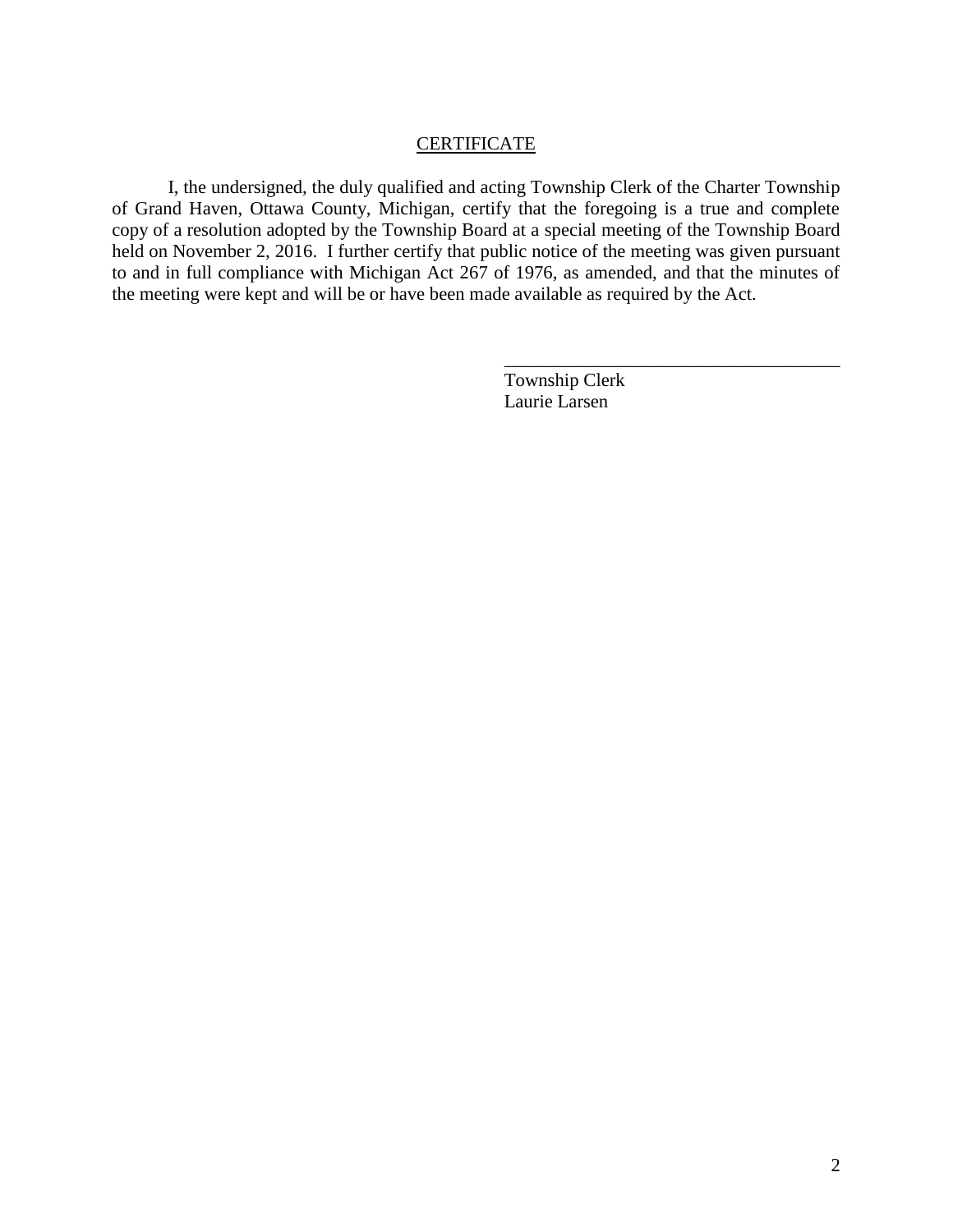## CERTIFICATE

I, the undersigned, the duly qualified and acting Township Clerk of the Charter Township of Grand Haven, Ottawa County, Michigan, certify that the foregoing is a true and complete copy of a resolution adopted by the Township Board at a special meeting of the Township Board held on November 2, 2016. I further certify that public notice of the meeting was given pursuant to and in full compliance with Michigan Act 267 of 1976, as amended, and that the minutes of the meeting were kept and will be or have been made available as required by the Act.

_____________________________________
Township Clerk
Laurie Larsen